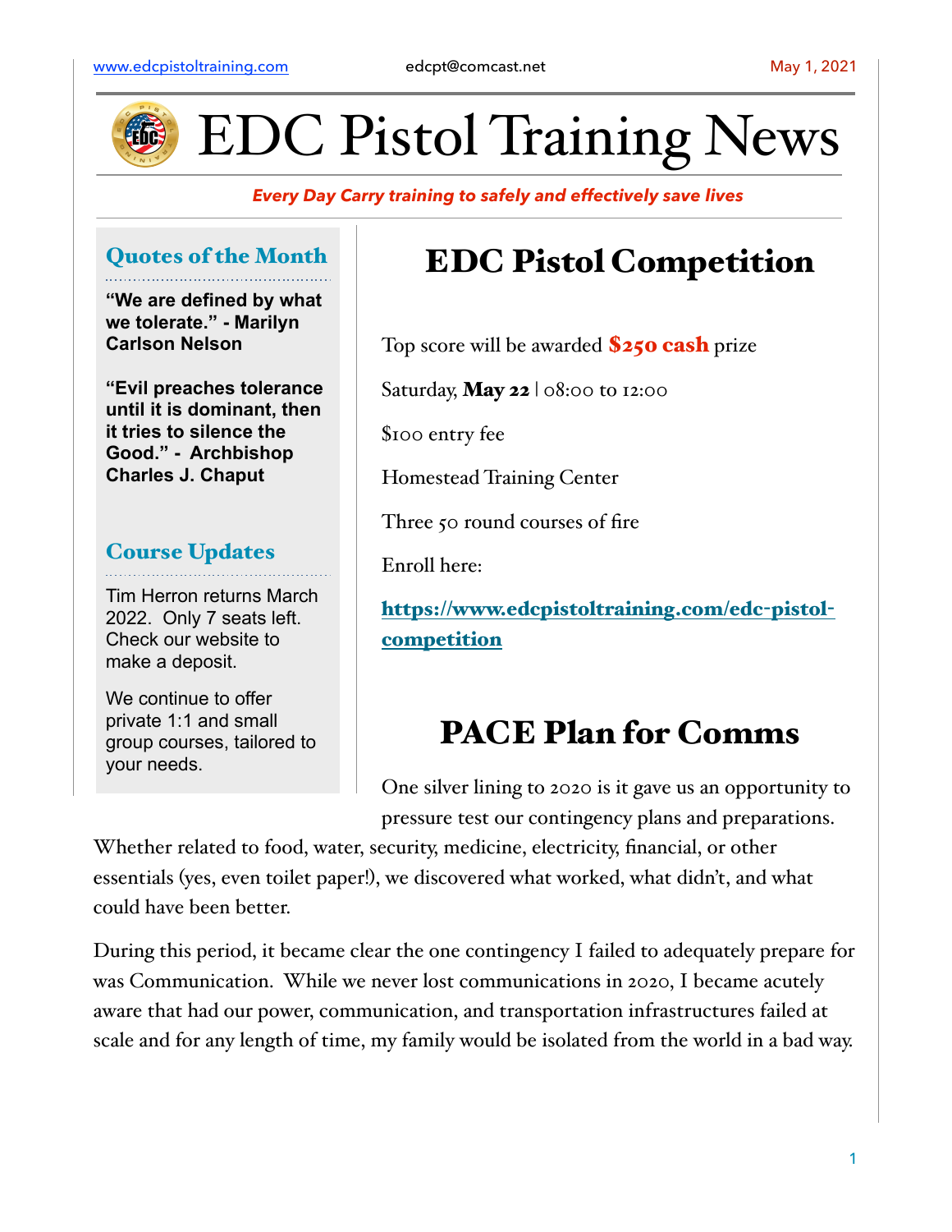www.edcpistoltraining.com edcpt@comcast.net May 1, 2021

# EDC Pistol Training News

***Every Day Carry training to safely and effectively save lives***

## Quotes of the Month

**"We are defined by what we tolerate." - Marilyn Carlson Nelson**

**"Evil preaches tolerance until it is dominant, then it tries to silence the Good." - Archbishop Charles J. Chaput**

## Course Updates

Tim Herron returns March 2022. Only 7 seats left. Check our website to make a deposit.

We continue to offer private 1:1 and small group courses, tailored to your needs.

## EDC Pistol Competition

Top score will be awarded **$250 cash** prize

Saturday, **May 22** | 08:00 to 12:00

$100 entry fee

Homestead Training Center

Three 50 round courses of fire

Enroll here:

**https://www.edcpistoltraining.com/edc-pistol-competition**

## PACE Plan for Comms

One silver lining to 2020 is it gave us an opportunity to pressure test our contingency plans and preparations. Whether related to food, water, security, medicine, electricity, financial, or other essentials (yes, even toilet paper!), we discovered what worked, what didn't, and what could have been better.

During this period, it became clear the one contingency I failed to adequately prepare for was Communication. While we never lost communications in 2020, I became acutely aware that had our power, communication, and transportation infrastructures failed at scale and for any length of time, my family would be isolated from the world in a bad way.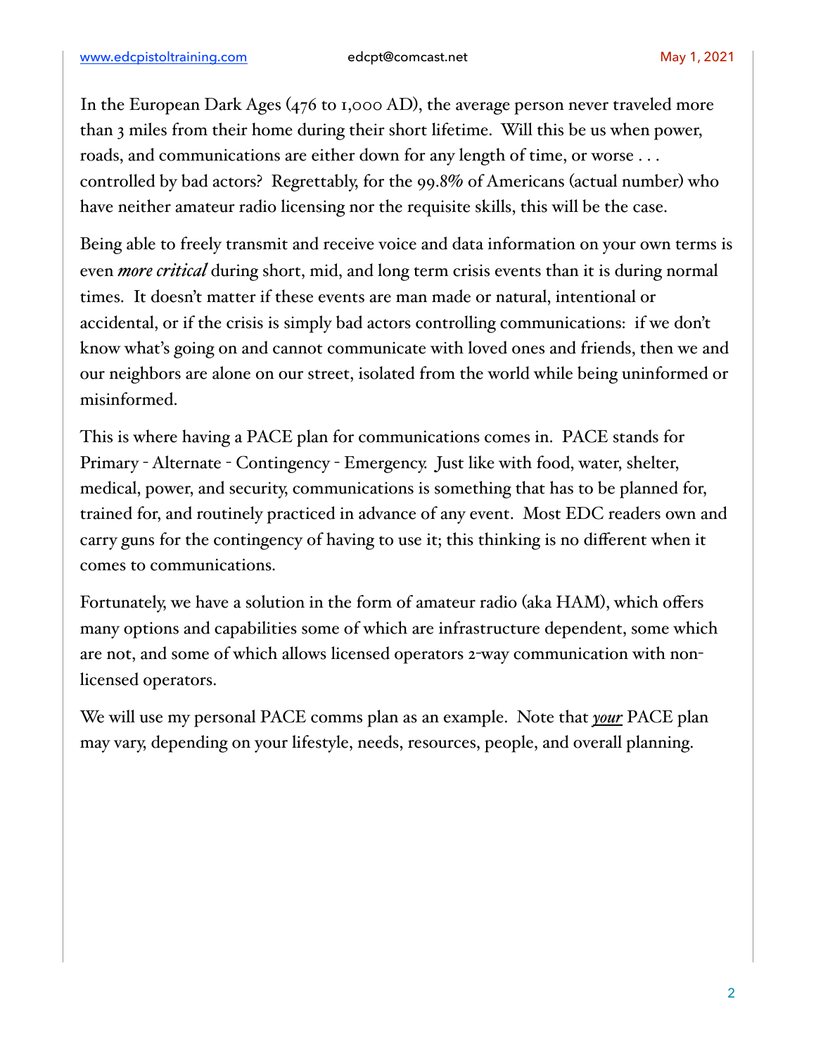In the European Dark Ages (476 to 1,000 AD), the average person never traveled more than 3 miles from their home during their short lifetime. Will this be us when power, roads, and communications are either down for any length of time, or worse . . . controlled by bad actors? Regrettably, for the 99.8% of Americans (actual number) who have neither amateur radio licensing nor the requisite skills, this will be the case.

Being able to freely transmit and receive voice and data information on your own terms is even *more critical* during short, mid, and long term crisis events than it is during normal times. It doesn't matter if these events are man made or natural, intentional or accidental, or if the crisis is simply bad actors controlling communications: if we don't know what's going on and cannot communicate with loved ones and friends, then we and our neighbors are alone on our street, isolated from the world while being uninformed or misinformed.

This is where having a PACE plan for communications comes in. PACE stands for Primary - Alternate - Contingency - Emergency. Just like with food, water, shelter, medical, power, and security, communications is something that has to be planned for, trained for, and routinely practiced in advance of any event. Most EDC readers own and carry guns for the contingency of having to use it; this thinking is no different when it comes to communications.

Fortunately, we have a solution in the form of amateur radio (aka HAM), which offers many options and capabilities some of which are infrastructure dependent, some which are not, and some of which allows licensed operators 2-way communication with non-licensed operators.

We will use my personal PACE comms plan as an example. Note that ***your*** PACE plan may vary, depending on your lifestyle, needs, resources, people, and overall planning.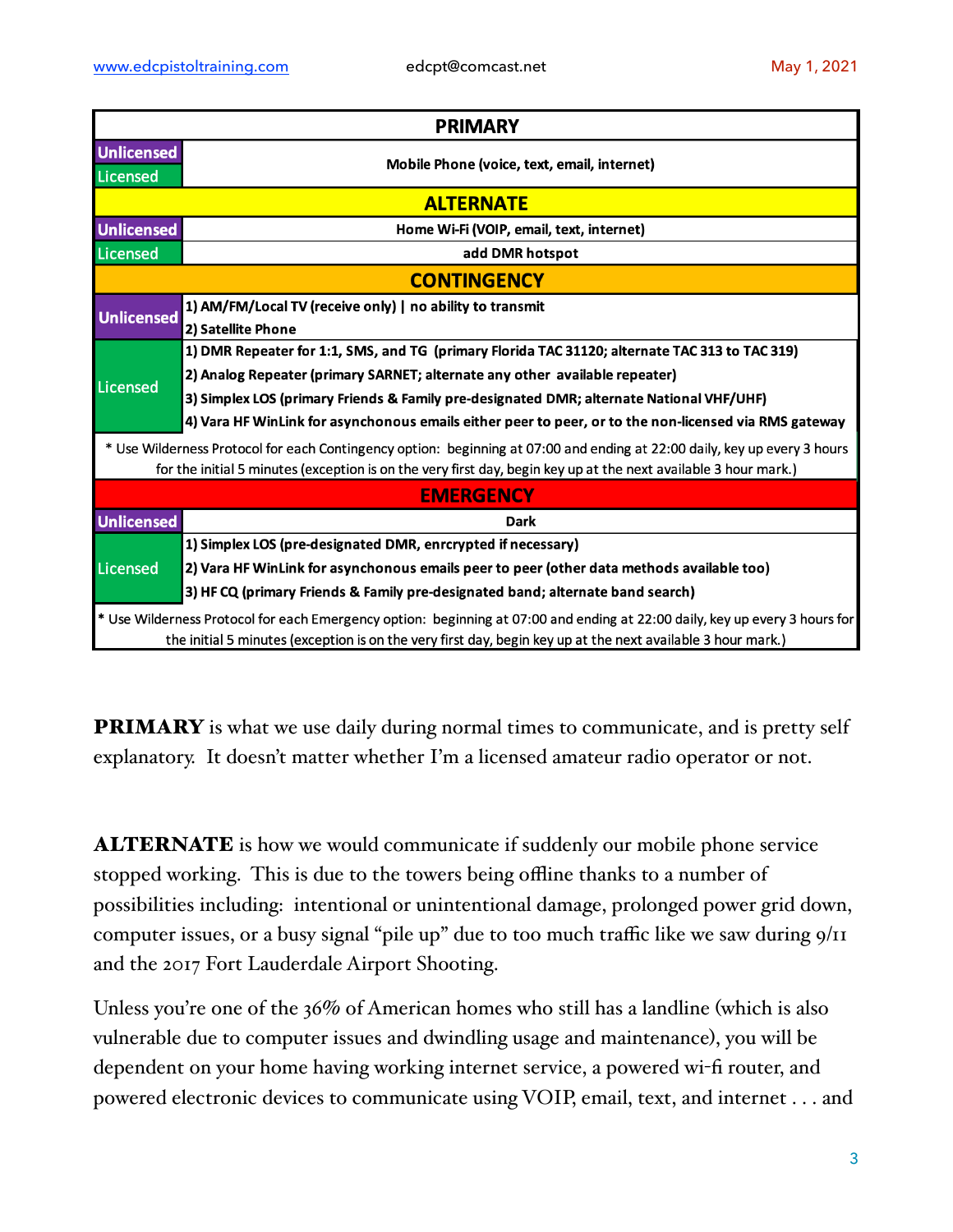| PRIMARY | |
|---|---|
| Unlicensed / Licensed | Mobile Phone (voice, text, email, internet) |
| **ALTERNATE** | |
| Unlicensed | Home Wi-Fi (VOIP, email, text, internet) |
| Licensed | add DMR hotspot |
| **CONTINGENCY** | |
| Unlicensed | 1) AM/FM/Local TV (receive only) \| no ability to transmit<br>2) Satellite Phone |
| Licensed | 1) DMR Repeater for 1:1, SMS, and TG (primary Florida TAC 31120; alternate TAC 313 to TAC 319)<br>2) Analog Repeater (primary SARNET; alternate any other available repeater)<br>3) Simplex LOS (primary Friends & Family pre-designated DMR; alternate National VHF/UHF)<br>4) Vara HF WinLink for asynchonous emails either peer to peer, or to the non-licensed via RMS gateway |
| * Use Wilderness Protocol for each Contingency option: beginning at 07:00 and ending at 22:00 daily, key up every 3 hours for the initial 5 minutes (exception is on the very first day, begin key up at the next available 3 hour mark.) | |
| **EMERGENCY** | |
| Unlicensed | Dark |
| Licensed | 1) Simplex LOS (pre-designated DMR, enrcrypted if necessary)<br>2) Vara HF WinLink for asynchonous emails peer to peer (other data methods available too)<br>3) HF CQ (primary Friends & Family pre-designated band; alternate band search) |
| * Use Wilderness Protocol for each Emergency option: beginning at 07:00 and ending at 22:00 daily, key up every 3 hours for the initial 5 minutes (exception is on the very first day, begin key up at the next available 3 hour mark.) | |

**PRIMARY** is what we use daily during normal times to communicate, and is pretty self explanatory. It doesn't matter whether I'm a licensed amateur radio operator or not.

**ALTERNATE** is how we would communicate if suddenly our mobile phone service stopped working. This is due to the towers being offline thanks to a number of possibilities including: intentional or unintentional damage, prolonged power grid down, computer issues, or a busy signal "pile up" due to too much traffic like we saw during 9/11 and the 2017 Fort Lauderdale Airport Shooting.

Unless you're one of the 36% of American homes who still has a landline (which is also vulnerable due to computer issues and dwindling usage and maintenance), you will be dependent on your home having working internet service, a powered wi-fi router, and powered electronic devices to communicate using VOIP, email, text, and internet . . . and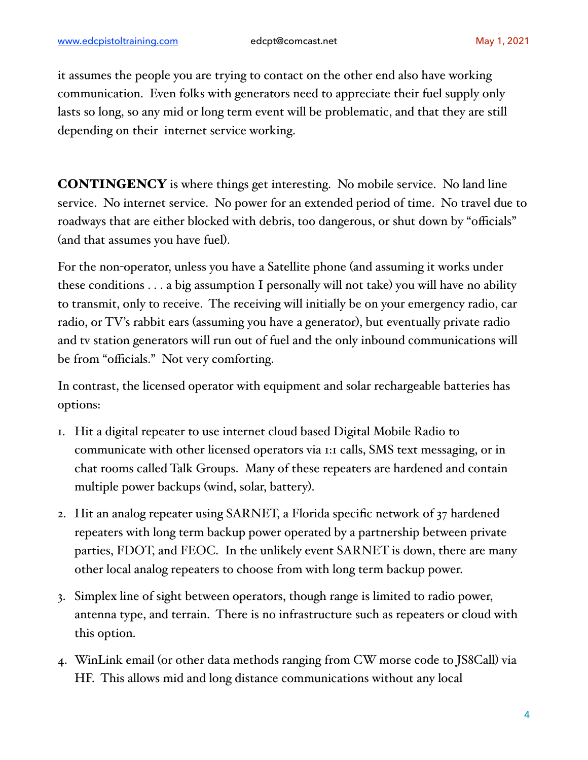it assumes the people you are trying to contact on the other end also have working communication. Even folks with generators need to appreciate their fuel supply only lasts so long, so any mid or long term event will be problematic, and that they are still depending on their internet service working.

**CONTINGENCY** is where things get interesting. No mobile service. No land line service. No internet service. No power for an extended period of time. No travel due to roadways that are either blocked with debris, too dangerous, or shut down by "officials" (and that assumes you have fuel).

For the non-operator, unless you have a Satellite phone (and assuming it works under these conditions . . . a big assumption I personally will not take) you will have no ability to transmit, only to receive. The receiving will initially be on your emergency radio, car radio, or TV's rabbit ears (assuming you have a generator), but eventually private radio and tv station generators will run out of fuel and the only inbound communications will be from "officials." Not very comforting.

In contrast, the licensed operator with equipment and solar rechargeable batteries has options:

1. Hit a digital repeater to use internet cloud based Digital Mobile Radio to communicate with other licensed operators via 1:1 calls, SMS text messaging, or in chat rooms called Talk Groups. Many of these repeaters are hardened and contain multiple power backups (wind, solar, battery).

2. Hit an analog repeater using SARNET, a Florida specific network of 37 hardened repeaters with long term backup power operated by a partnership between private parties, FDOT, and FEOC. In the unlikely event SARNET is down, there are many other local analog repeaters to choose from with long term backup power.

3. Simplex line of sight between operators, though range is limited to radio power, antenna type, and terrain. There is no infrastructure such as repeaters or cloud with this option.

4. WinLink email (or other data methods ranging from CW morse code to JS8Call) via HF. This allows mid and long distance communications without any local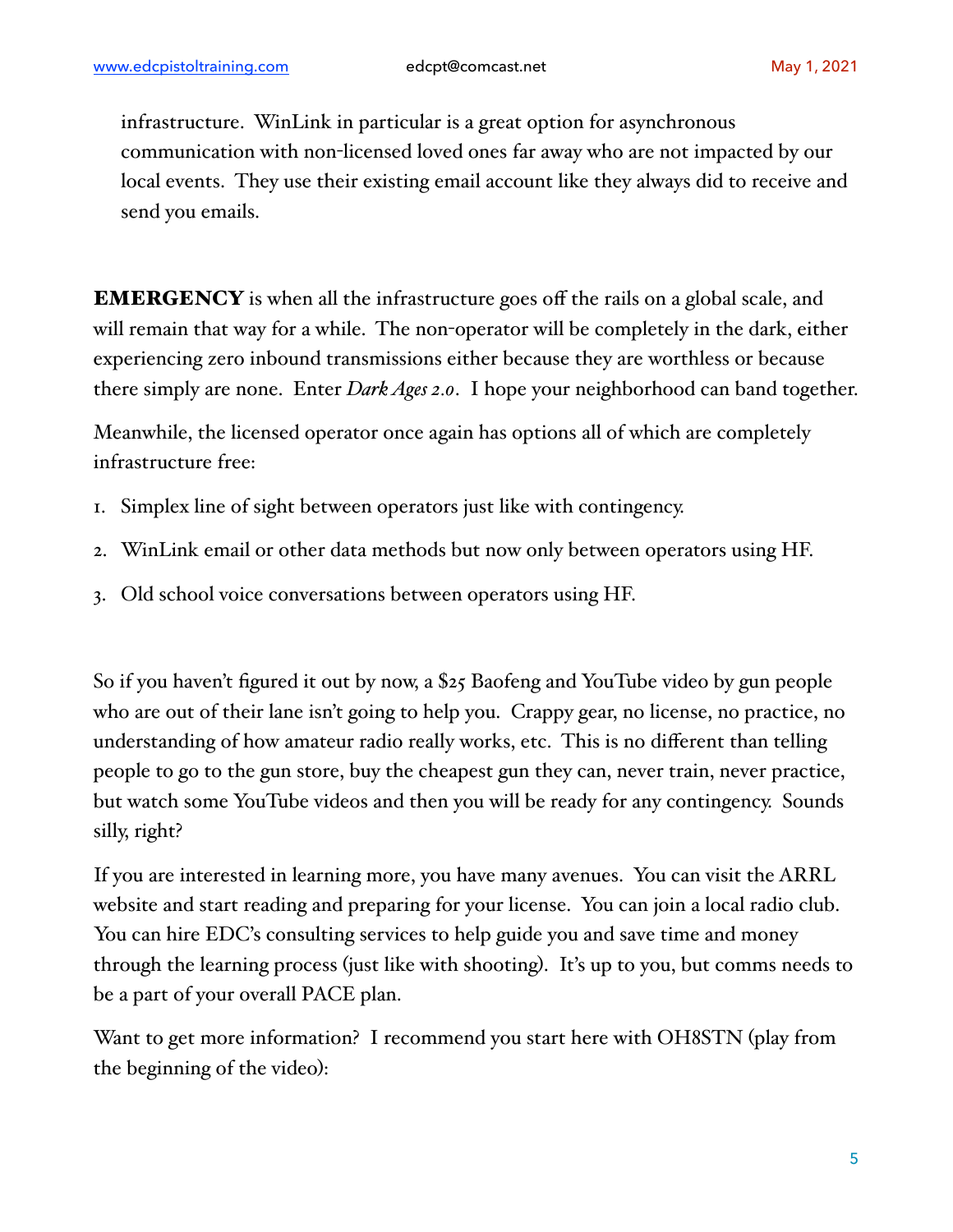infrastructure. WinLink in particular is a great option for asynchronous communication with non-licensed loved ones far away who are not impacted by our local events. They use their existing email account like they always did to receive and send you emails.

**EMERGENCY** is when all the infrastructure goes off the rails on a global scale, and will remain that way for a while. The non-operator will be completely in the dark, either experiencing zero inbound transmissions either because they are worthless or because there simply are none. Enter *Dark Ages 2.0*. I hope your neighborhood can band together.

Meanwhile, the licensed operator once again has options all of which are completely infrastructure free:

1. Simplex line of sight between operators just like with contingency.
2. WinLink email or other data methods but now only between operators using HF.
3. Old school voice conversations between operators using HF.

So if you haven't figured it out by now, a $25 Baofeng and YouTube video by gun people who are out of their lane isn't going to help you. Crappy gear, no license, no practice, no understanding of how amateur radio really works, etc. This is no different than telling people to go to the gun store, buy the cheapest gun they can, never train, never practice, but watch some YouTube videos and then you will be ready for any contingency. Sounds silly, right?

If you are interested in learning more, you have many avenues. You can visit the ARRL website and start reading and preparing for your license. You can join a local radio club. You can hire EDC's consulting services to help guide you and save time and money through the learning process (just like with shooting). It's up to you, but comms needs to be a part of your overall PACE plan.

Want to get more information? I recommend you start here with OH8STN (play from the beginning of the video):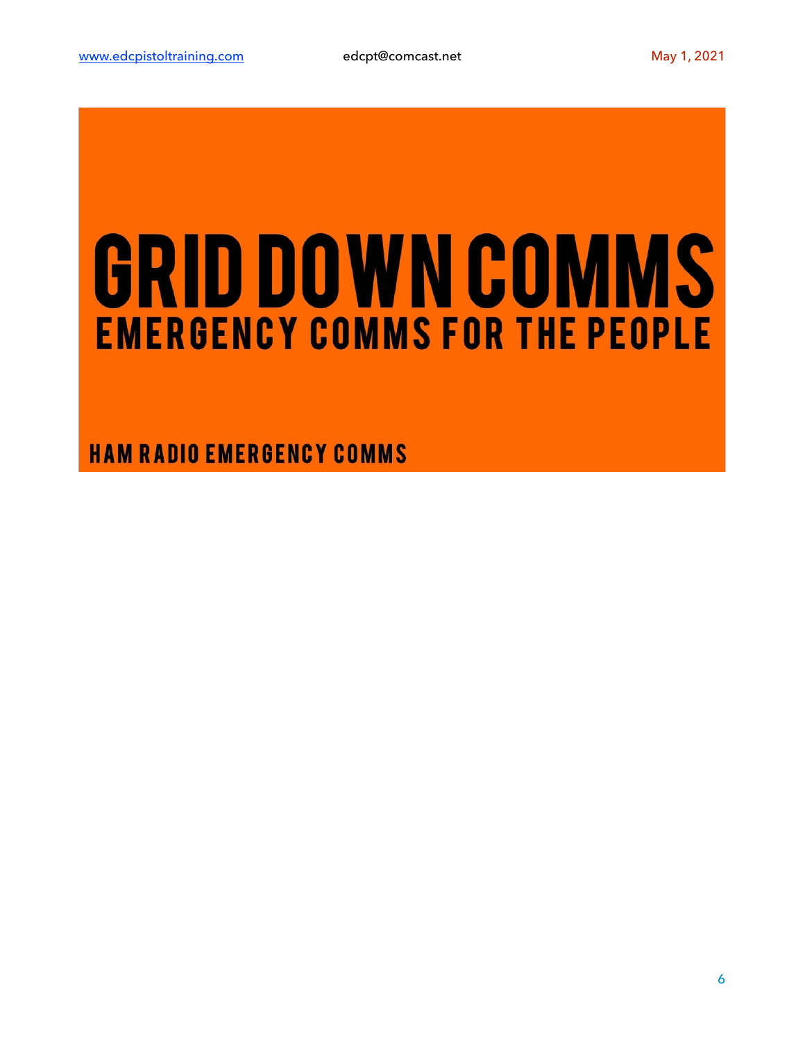# GRID DOWN COMMS

## EMERGENCY COMMS FOR THE PEOPLE

### HAM RADIO EMERGENCY COMMS